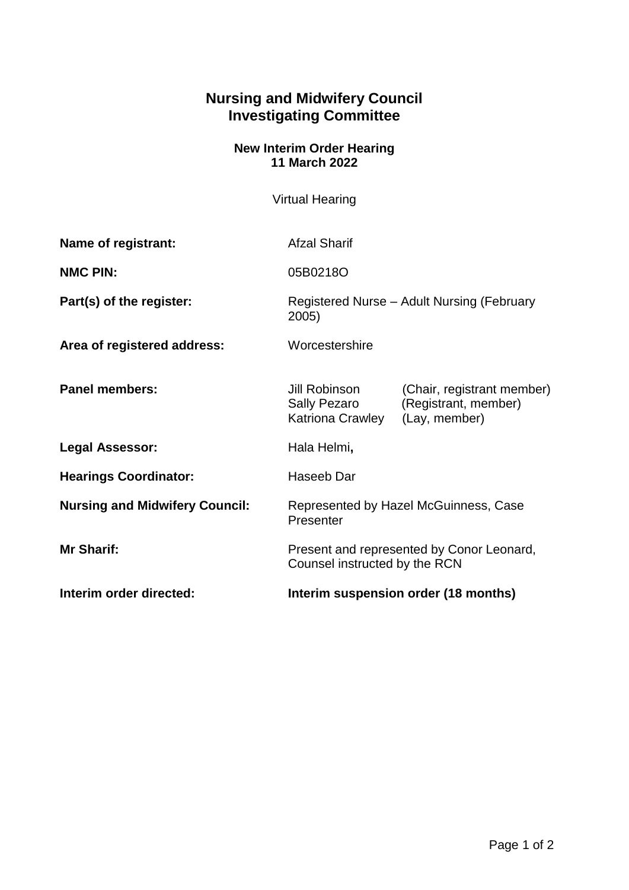# Nursing and Midwifery Council
# Investigating Committee

**New Interim Order Hearing**
**11 March 2022**

Virtual Hearing

| | |
|---|---|
| **Name of registrant:** | Afzal Sharif |
| **NMC PIN:** | 05B0218O |
| **Part(s) of the register:** | Registered Nurse – Adult Nursing (February 2005) |
| **Area of registered address:** | Worcestershire |
| **Panel members:** | Jill Robinson (Chair, registrant member)<br>Sally Pezaro (Registrant, member)<br>Katriona Crawley (Lay, member) |
| **Legal Assessor:** | Hala Helmi**,** |
| **Hearings Coordinator:** | Haseeb Dar |
| **Nursing and Midwifery Council:** | Represented by Hazel McGuinness, Case Presenter |
| **Mr Sharif:** | Present and represented by Conor Leonard, Counsel instructed by the RCN |
| **Interim order directed:** | **Interim suspension order (18 months)** |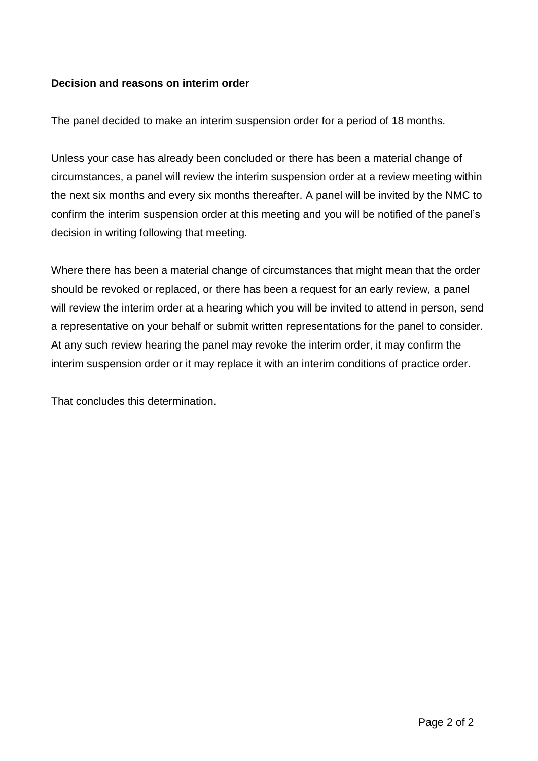**Decision and reasons on interim order**

The panel decided to make an interim suspension order for a period of 18 months.

Unless your case has already been concluded or there has been a material change of circumstances, a panel will review the interim suspension order at a review meeting within the next six months and every six months thereafter. A panel will be invited by the NMC to confirm the interim suspension order at this meeting and you will be notified of the panel's decision in writing following that meeting.

Where there has been a material change of circumstances that might mean that the order should be revoked or replaced, or there has been a request for an early review, a panel will review the interim order at a hearing which you will be invited to attend in person, send a representative on your behalf or submit written representations for the panel to consider. At any such review hearing the panel may revoke the interim order, it may confirm the interim suspension order or it may replace it with an interim conditions of practice order.

That concludes this determination.